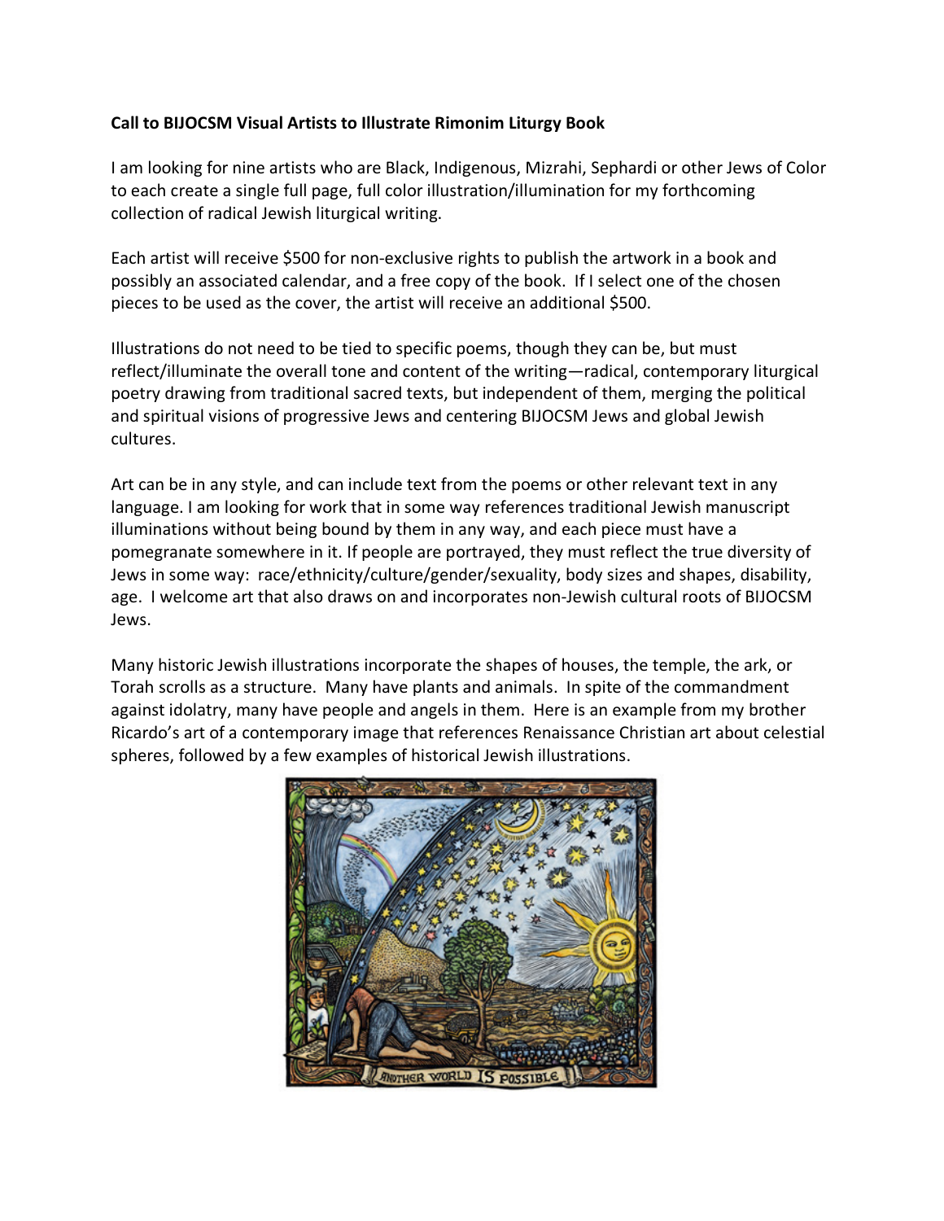**Call to BIJOCSM Visual Artists to Illustrate Rimonim Liturgy Book**

I am looking for nine artists who are Black, Indigenous, Mizrahi, Sephardi or other Jews of Color to each create a single full page, full color illustration/illumination for my forthcoming collection of radical Jewish liturgical writing.

Each artist will receive $500 for non-exclusive rights to publish the artwork in a book and possibly an associated calendar, and a free copy of the book. If I select one of the chosen pieces to be used as the cover, the artist will receive an additional $500.

Illustrations do not need to be tied to specific poems, though they can be, but must reflect/illuminate the overall tone and content of the writing—radical, contemporary liturgical poetry drawing from traditional sacred texts, but independent of them, merging the political and spiritual visions of progressive Jews and centering BIJOCSM Jews and global Jewish cultures.

Art can be in any style, and can include text from the poems or other relevant text in any language. I am looking for work that in some way references traditional Jewish manuscript illuminations without being bound by them in any way, and each piece must have a pomegranate somewhere in it. If people are portrayed, they must reflect the true diversity of Jews in some way: race/ethnicity/culture/gender/sexuality, body sizes and shapes, disability, age. I welcome art that also draws on and incorporates non-Jewish cultural roots of BIJOCSM Jews.

Many historic Jewish illustrations incorporate the shapes of houses, the temple, the ark, or Torah scrolls as a structure. Many have plants and animals. In spite of the commandment against idolatry, many have people and angels in them. Here is an example from my brother Ricardo's art of a contemporary image that references Renaissance Christian art about celestial spheres, followed by a few examples of historical Jewish illustrations.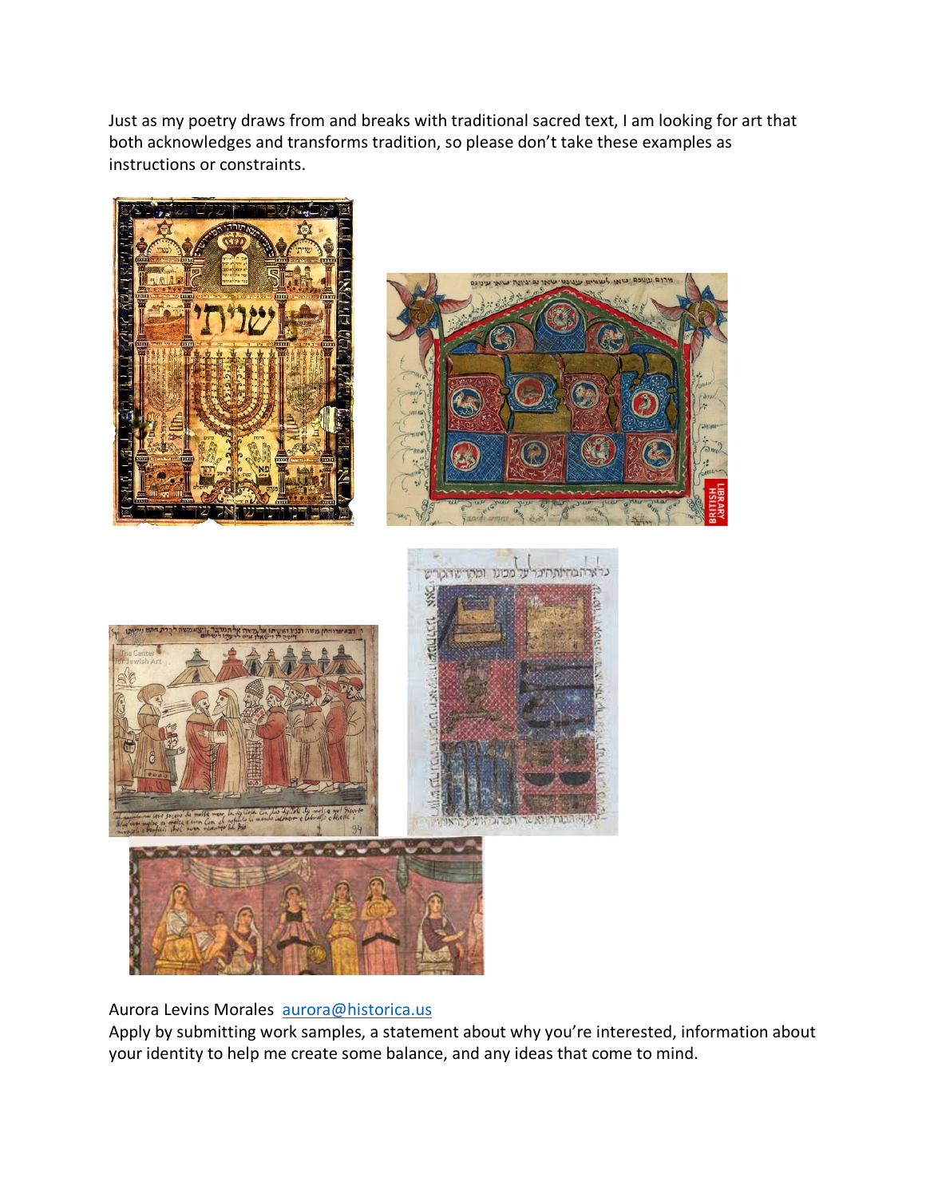Just as my poetry draws from and breaks with traditional sacred text, I am looking for art that both acknowledges and transforms tradition, so please don't take these examples as instructions or constraints.

Aurora Levins Morales [aurora@historica.us](mailto:aurora@historica.us)

Apply by submitting work samples, a statement about why you're interested, information about your identity to help me create some balance, and any ideas that come to mind.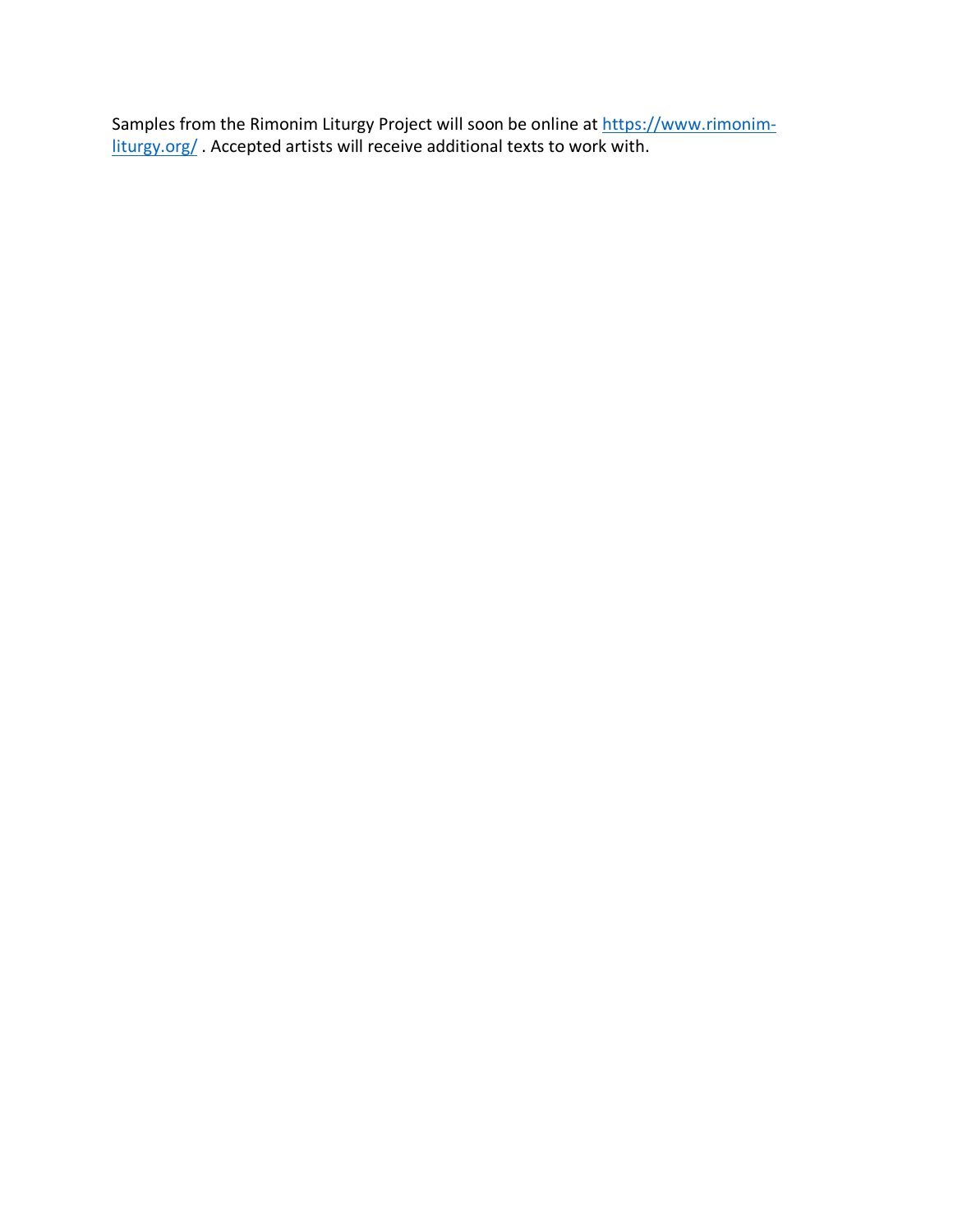Samples from the Rimonim Liturgy Project will soon be online at [https://www.rimonim-liturgy.org/](https://www.rimonim-liturgy.org/) . Accepted artists will receive additional texts to work with.